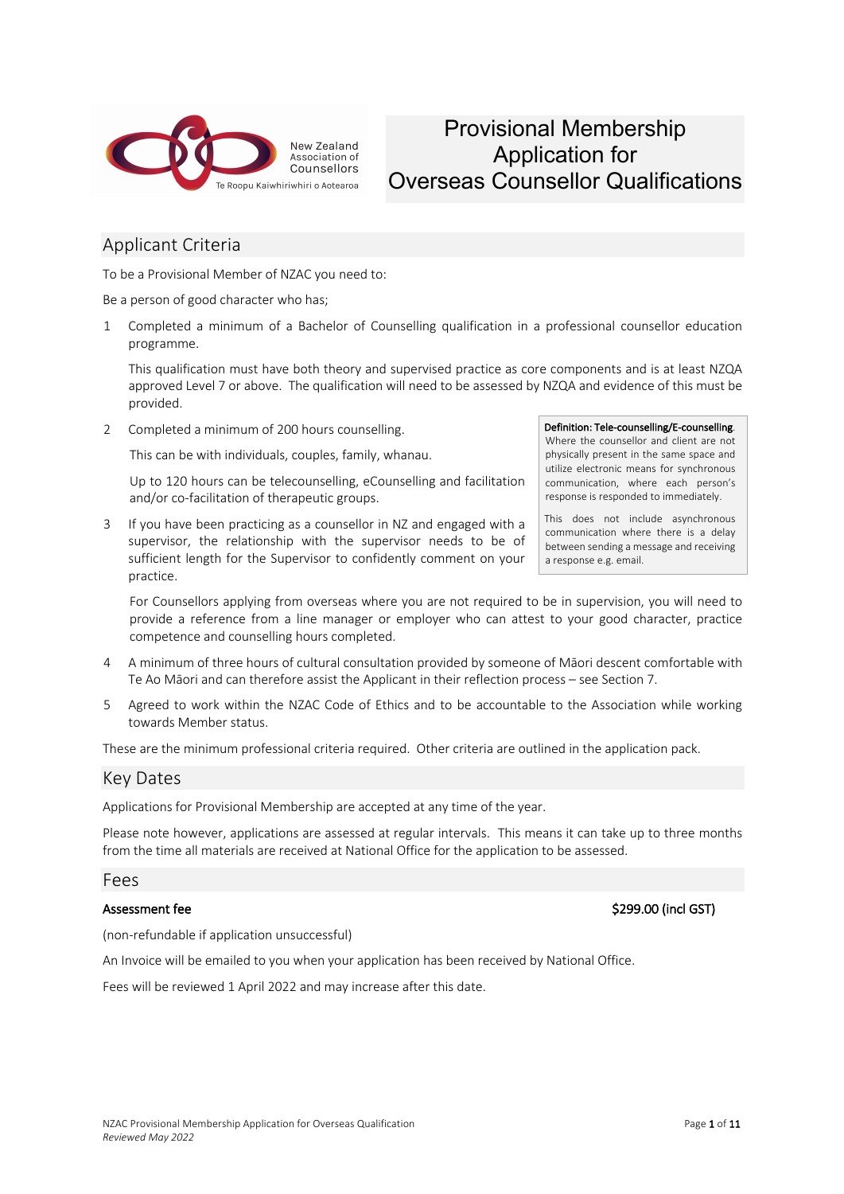# Provisional Membership Application for Overseas Counsellor Qualifications

New Zealand Association of Counsellors
Te Roopu Kaiwhiriwhiri o Aotearoa

## Applicant Criteria

To be a Provisional Member of NZAC you need to:

Be a person of good character who has;

1. Completed a minimum of a Bachelor of Counselling qualification in a professional counsellor education programme.

   This qualification must have both theory and supervised practice as core components and is at least NZQA approved Level 7 or above. The qualification will need to be assessed by NZQA and evidence of this must be provided.

2. Completed a minimum of 200 hours counselling.

   This can be with individuals, couples, family, whanau.

   Up to 120 hours can be telecounselling, eCounselling and facilitation and/or co-facilitation of therapeutic groups.

3. If you have been practicing as a counsellor in NZ and engaged with a supervisor, the relationship with the supervisor needs to be of sufficient length for the Supervisor to confidently comment on your practice.

   For Counsellors applying from overseas where you are not required to be in supervision, you will need to provide a reference from a line manager or employer who can attest to your good character, practice competence and counselling hours completed.

4. A minimum of three hours of cultural consultation provided by someone of Māori descent comfortable with Te Ao Māori and can therefore assist the Applicant in their reflection process – see Section 7.

5. Agreed to work within the NZAC Code of Ethics and to be accountable to the Association while working towards Member status.

> **Definition: Tele-counselling/E-counselling**. Where the counsellor and client are not physically present in the same space and utilize electronic means for synchronous communication, where each person's response is responded to immediately.
>
> This does not include asynchronous communication where there is a delay between sending a message and receiving a response e.g. email.

These are the minimum professional criteria required. Other criteria are outlined in the application pack.

## Key Dates

Applications for Provisional Membership are accepted at any time of the year.

Please note however, applications are assessed at regular intervals. This means it can take up to three months from the time all materials are received at National Office for the application to be assessed.

## Fees

**Assessment fee** **$299.00 (incl GST)**

(non-refundable if application unsuccessful)

An Invoice will be emailed to you when your application has been received by National Office.

Fees will be reviewed 1 April 2022 and may increase after this date.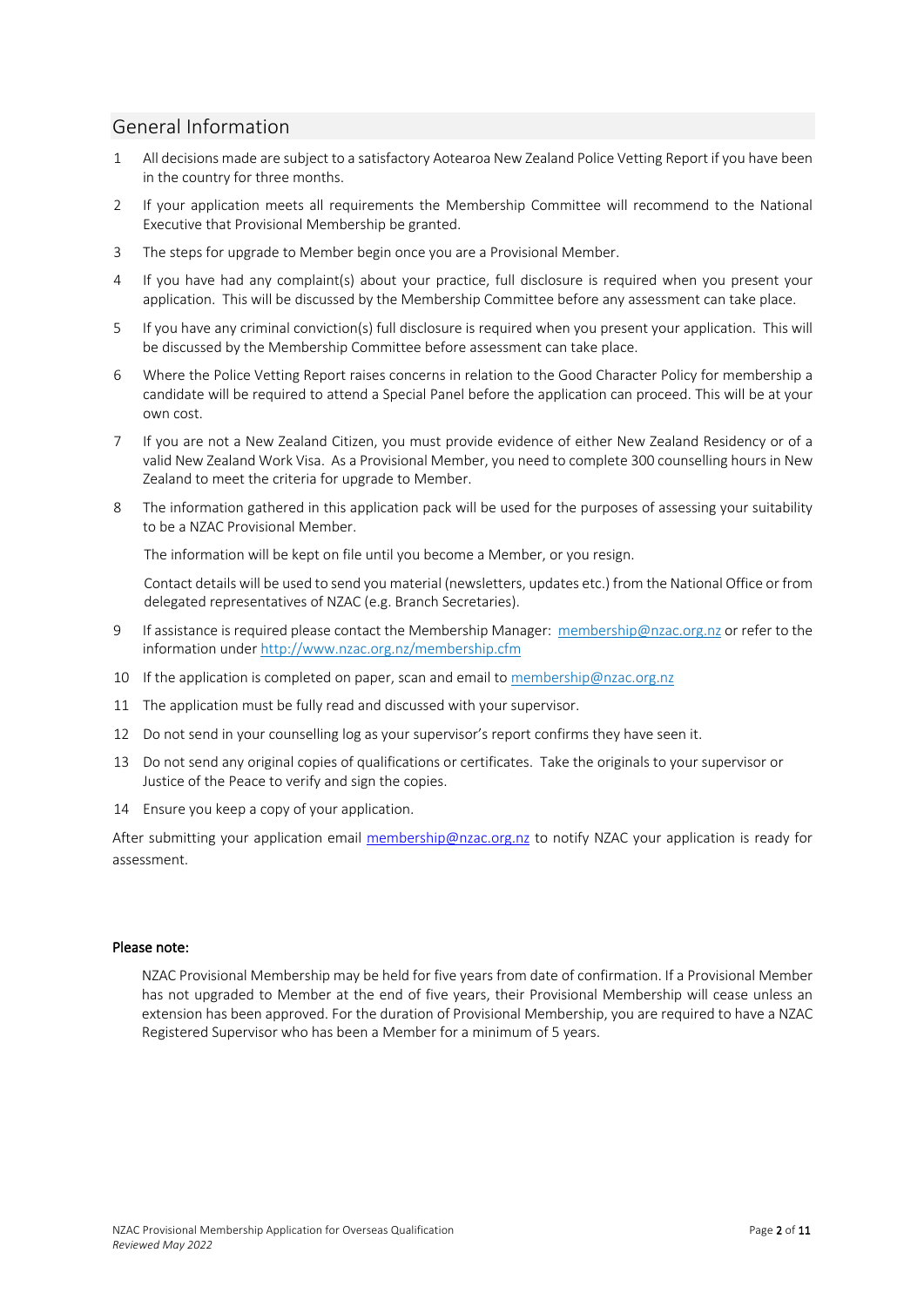## General Information

1. All decisions made are subject to a satisfactory Aotearoa New Zealand Police Vetting Report if you have been in the country for three months.
2. If your application meets all requirements the Membership Committee will recommend to the National Executive that Provisional Membership be granted.
3. The steps for upgrade to Member begin once you are a Provisional Member.
4. If you have had any complaint(s) about your practice, full disclosure is required when you present your application. This will be discussed by the Membership Committee before any assessment can take place.
5. If you have any criminal conviction(s) full disclosure is required when you present your application. This will be discussed by the Membership Committee before assessment can take place.
6. Where the Police Vetting Report raises concerns in relation to the Good Character Policy for membership a candidate will be required to attend a Special Panel before the application can proceed. This will be at your own cost.
7. If you are not a New Zealand Citizen, you must provide evidence of either New Zealand Residency or of a valid New Zealand Work Visa. As a Provisional Member, you need to complete 300 counselling hours in New Zealand to meet the criteria for upgrade to Member.
8. The information gathered in this application pack will be used for the purposes of assessing your suitability to be a NZAC Provisional Member.

   The information will be kept on file until you become a Member, or you resign.

   Contact details will be used to send you material (newsletters, updates etc.) from the National Office or from delegated representatives of NZAC (e.g. Branch Secretaries).
9. If assistance is required please contact the Membership Manager: membership@nzac.org.nz or refer to the information under http://www.nzac.org.nz/membership.cfm
10. If the application is completed on paper, scan and email to membership@nzac.org.nz
11. The application must be fully read and discussed with your supervisor.
12. Do not send in your counselling log as your supervisor's report confirms they have seen it.
13. Do not send any original copies of qualifications or certificates. Take the originals to your supervisor or Justice of the Peace to verify and sign the copies.
14. Ensure you keep a copy of your application.

After submitting your application email membership@nzac.org.nz to notify NZAC your application is ready for assessment.

**Please note:**

NZAC Provisional Membership may be held for five years from date of confirmation. If a Provisional Member has not upgraded to Member at the end of five years, their Provisional Membership will cease unless an extension has been approved. For the duration of Provisional Membership, you are required to have a NZAC Registered Supervisor who has been a Member for a minimum of 5 years.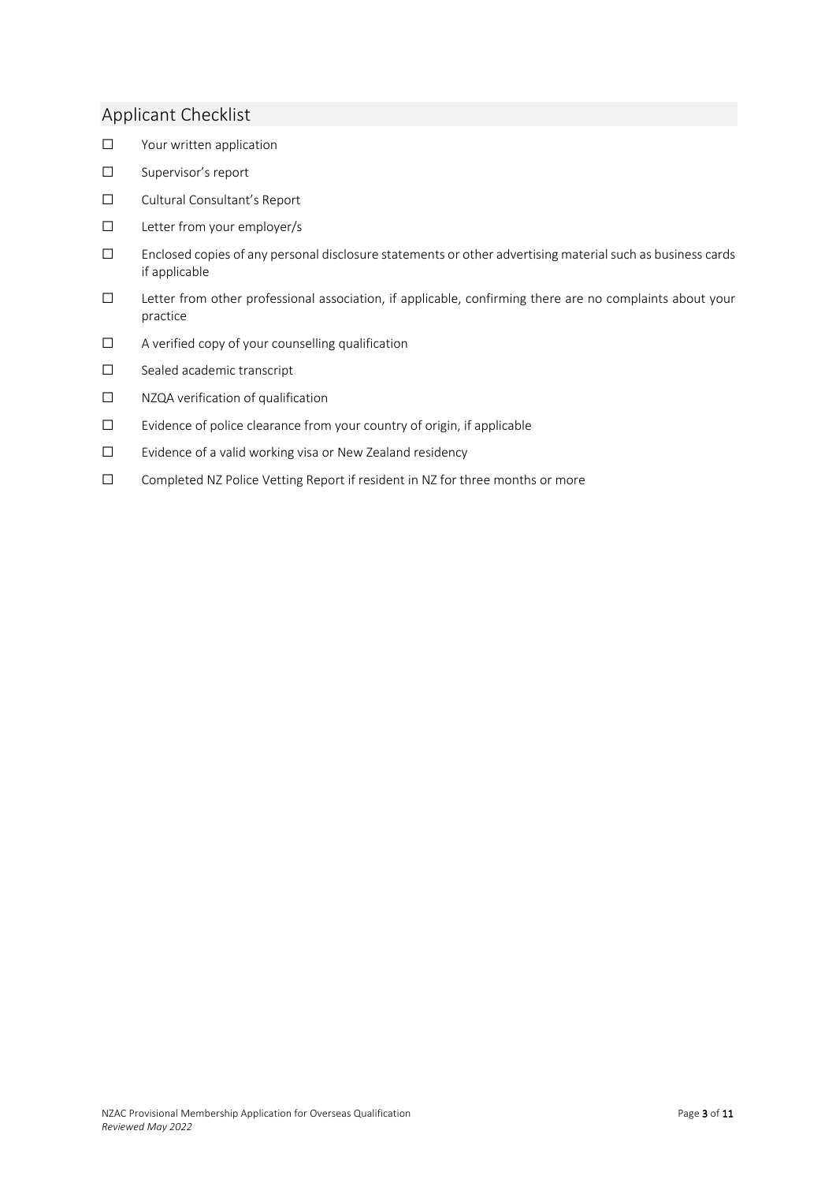## Applicant Checklist

- ☐ Your written application
- ☐ Supervisor's report
- ☐ Cultural Consultant's Report
- ☐ Letter from your employer/s
- ☐ Enclosed copies of any personal disclosure statements or other advertising material such as business cards if applicable
- ☐ Letter from other professional association, if applicable, confirming there are no complaints about your practice
- ☐ A verified copy of your counselling qualification
- ☐ Sealed academic transcript
- ☐ NZQA verification of qualification
- ☐ Evidence of police clearance from your country of origin, if applicable
- ☐ Evidence of a valid working visa or New Zealand residency
- ☐ Completed NZ Police Vetting Report if resident in NZ for three months or more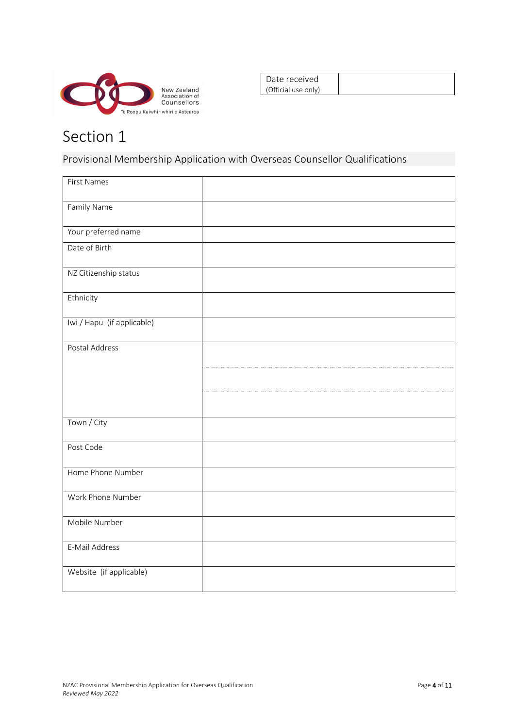New Zealand Association of Counsellors
Te Roopu Kaiwhiriwhiri o Aotearoa

| Date received (Official use only) | |
|---|---|

# Section 1

## Provisional Membership Application with Overseas Counsellor Qualifications

| First Names | |
|---|---|
| Family Name | |
| Your preferred name | |
| Date of Birth | |
| NZ Citizenship status | |
| Ethnicity | |
| Iwi / Hapu (if applicable) | |
| Postal Address | |
| | |
| | |
| Town / City | |
| Post Code | |
| Home Phone Number | |
| Work Phone Number | |
| Mobile Number | |
| E-Mail Address | |
| Website (if applicable) | |

NZAC Provisional Membership Application for Overseas Qualification
*Reviewed May 2022*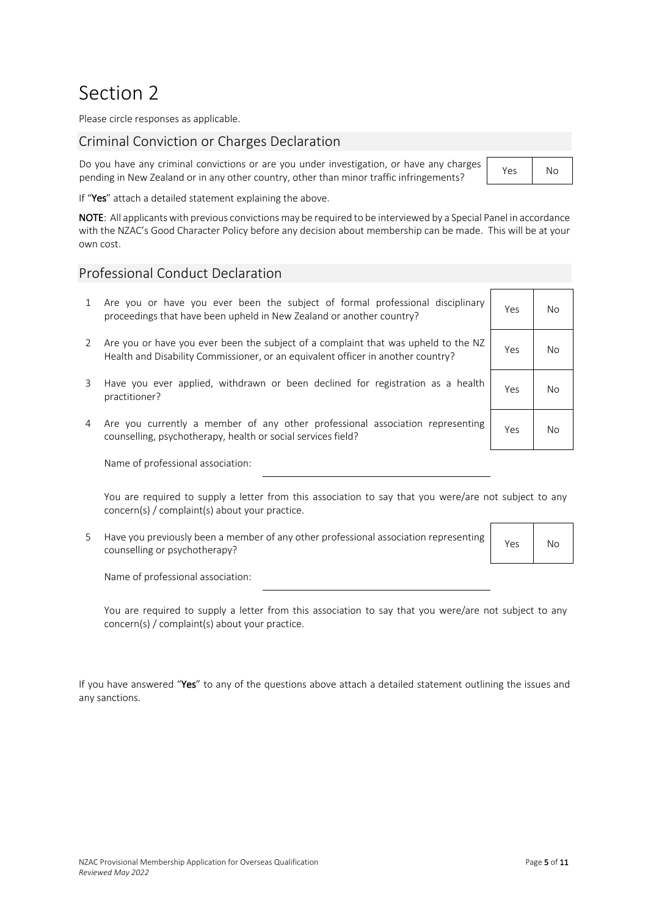# Section 2

Please circle responses as applicable.

## Criminal Conviction or Charges Declaration

| Question | | |
|---|---|---|
| Do you have any criminal convictions or are you under investigation, or have any charges pending in New Zealand or in any other country, other than minor traffic infringements? | Yes | No |

If "**Yes**" attach a detailed statement explaining the above.

**NOTE**: All applicants with previous convictions may be required to be interviewed by a Special Panel in accordance with the NZAC's Good Character Policy before any decision about membership can be made. This will be at your own cost.

## Professional Conduct Declaration

| # | Question | | |
|---|---|---|---|
| 1 | Are you or have you ever been the subject of formal professional disciplinary proceedings that have been upheld in New Zealand or another country? | Yes | No |
| 2 | Are you or have you ever been the subject of a complaint that was upheld to the NZ Health and Disability Commissioner, or an equivalent officer in another country? | Yes | No |
| 3 | Have you ever applied, withdrawn or been declined for registration as a health practitioner? | Yes | No |
| 4 | Are you currently a member of any other professional association representing counselling, psychotherapy, health or social services field? | Yes | No |

Name of professional association: ______________________________

You are required to supply a letter from this association to say that you were/are not subject to any concern(s) / complaint(s) about your practice.

| # | Question | | |
|---|---|---|---|
| 5 | Have you previously been a member of any other professional association representing counselling or psychotherapy? | Yes | No |

Name of professional association: ______________________________

You are required to supply a letter from this association to say that you were/are not subject to any concern(s) / complaint(s) about your practice.

If you have answered "**Yes**" to any of the questions above attach a detailed statement outlining the issues and any sanctions.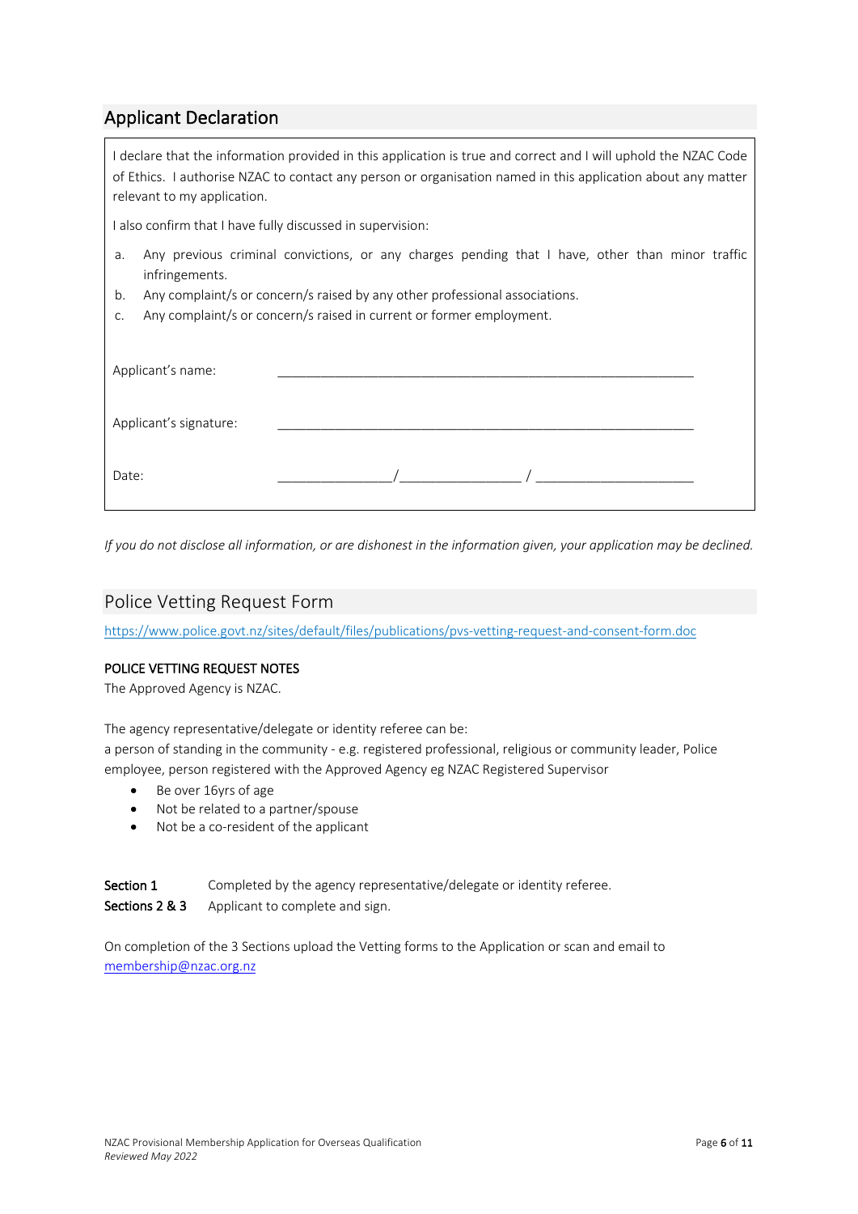## Applicant Declaration

I declare that the information provided in this application is true and correct and I will uphold the NZAC Code of Ethics. I authorise NZAC to contact any person or organisation named in this application about any matter relevant to my application.

I also confirm that I have fully discussed in supervision:

a. Any previous criminal convictions, or any charges pending that I have, other than minor traffic infringements.
b. Any complaint/s or concern/s raised by any other professional associations.
c. Any complaint/s or concern/s raised in current or former employment.

Applicant's name: ____________________________________________

Applicant's signature: ____________________________________________

Date: ______________/______________ / __________________

*If you do not disclose all information, or are dishonest in the information given, your application may be declined.*

## Police Vetting Request Form

https://www.police.govt.nz/sites/default/files/publications/pvs-vetting-request-and-consent-form.doc

**POLICE VETTING REQUEST NOTES**

The Approved Agency is NZAC.

The agency representative/delegate or identity referee can be:
a person of standing in the community - e.g. registered professional, religious or community leader, Police employee, person registered with the Approved Agency eg NZAC Registered Supervisor

- Be over 16yrs of age
- Not be related to a partner/spouse
- Not be a co-resident of the applicant

**Section 1** Completed by the agency representative/delegate or identity referee.
**Sections 2 & 3** Applicant to complete and sign.

On completion of the 3 Sections upload the Vetting forms to the Application or scan and email to membership@nzac.org.nz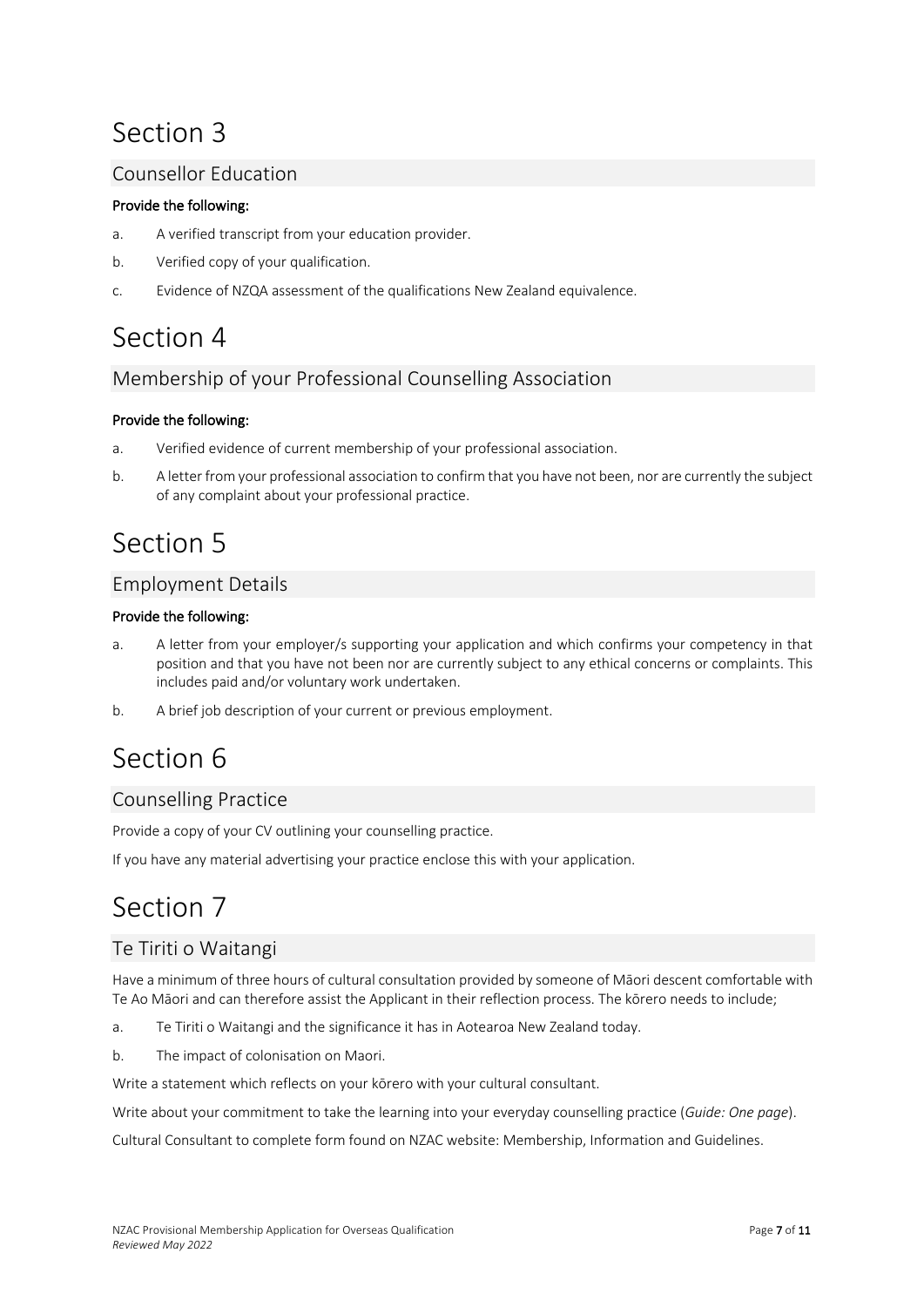# Section 3

## Counsellor Education

**Provide the following:**

a. A verified transcript from your education provider.

b. Verified copy of your qualification.

c. Evidence of NZQA assessment of the qualifications New Zealand equivalence.

# Section 4

## Membership of your Professional Counselling Association

**Provide the following:**

a. Verified evidence of current membership of your professional association.

b. A letter from your professional association to confirm that you have not been, nor are currently the subject of any complaint about your professional practice.

# Section 5

## Employment Details

**Provide the following:**

a. A letter from your employer/s supporting your application and which confirms your competency in that position and that you have not been nor are currently subject to any ethical concerns or complaints. This includes paid and/or voluntary work undertaken.

b. A brief job description of your current or previous employment.

# Section 6

## Counselling Practice

Provide a copy of your CV outlining your counselling practice.

If you have any material advertising your practice enclose this with your application.

# Section 7

## Te Tiriti o Waitangi

Have a minimum of three hours of cultural consultation provided by someone of Māori descent comfortable with Te Ao Māori and can therefore assist the Applicant in their reflection process. The kōrero needs to include;

a. Te Tiriti o Waitangi and the significance it has in Aotearoa New Zealand today.

b. The impact of colonisation on Maori.

Write a statement which reflects on your kōrero with your cultural consultant.

Write about your commitment to take the learning into your everyday counselling practice (*Guide: One page*).

Cultural Consultant to complete form found on NZAC website: Membership, Information and Guidelines.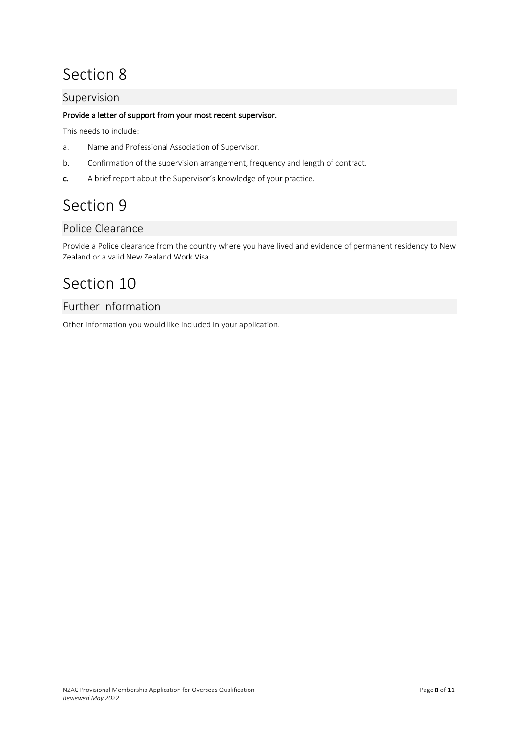# Section 8

## Supervision

**Provide a letter of support from your most recent supervisor.**

This needs to include:

a. Name and Professional Association of Supervisor.

b. Confirmation of the supervision arrangement, frequency and length of contract.

**c.** A brief report about the Supervisor's knowledge of your practice.

# Section 9

## Police Clearance

Provide a Police clearance from the country where you have lived and evidence of permanent residency to New Zealand or a valid New Zealand Work Visa.

# Section 10

## Further Information

Other information you would like included in your application.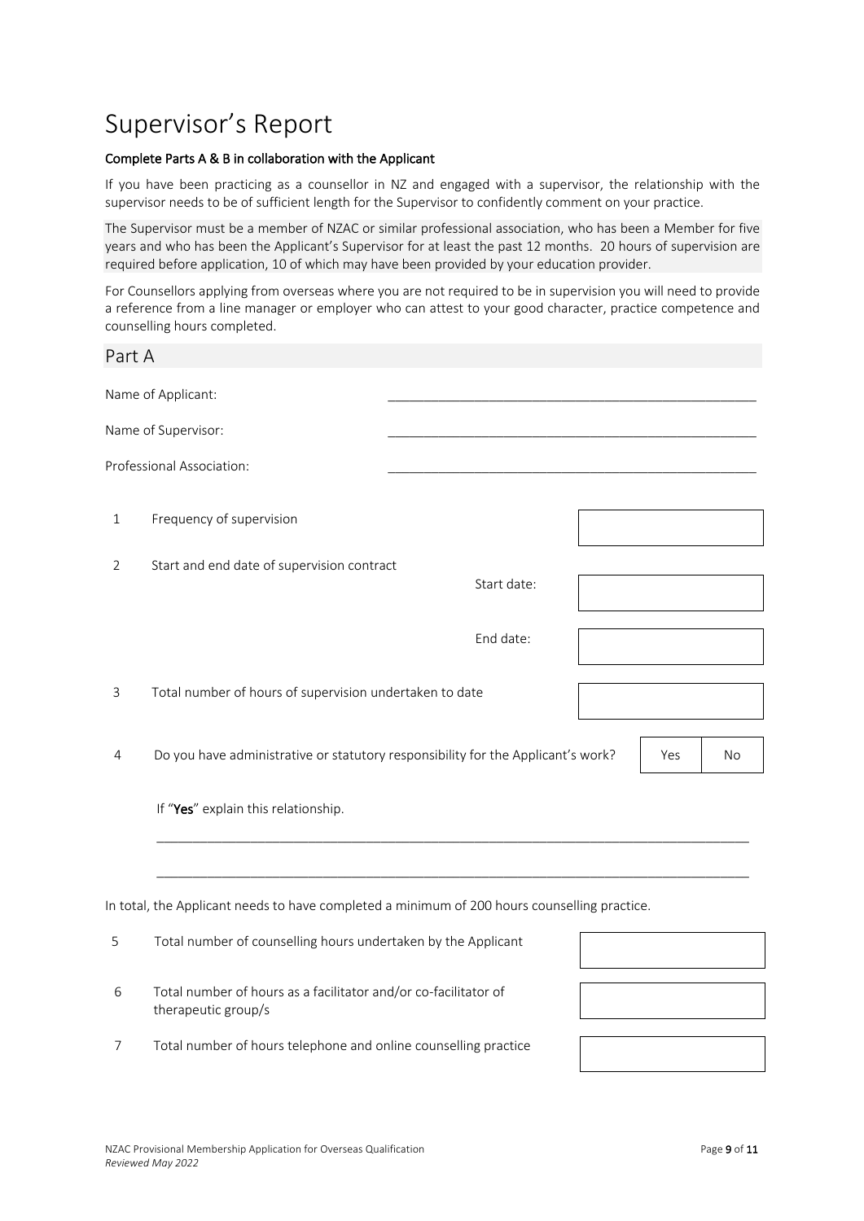# Supervisor's Report

**Complete Parts A & B in collaboration with the Applicant**

If you have been practicing as a counsellor in NZ and engaged with a supervisor, the relationship with the supervisor needs to be of sufficient length for the Supervisor to confidently comment on your practice.

The Supervisor must be a member of NZAC or similar professional association, who has been a Member for five years and who has been the Applicant's Supervisor for at least the past 12 months. 20 hours of supervision are required before application, 10 of which may have been provided by your education provider.

For Counsellors applying from overseas where you are not required to be in supervision you will need to provide a reference from a line manager or employer who can attest to your good character, practice competence and counselling hours completed.

## Part A

Name of Applicant: \_\_\_\_\_\_\_\_\_\_\_\_\_\_\_\_\_\_\_\_\_\_\_\_\_\_\_\_\_\_\_\_\_\_\_\_\_\_\_\_\_\_\_\_\_\_\_\_

Name of Supervisor: \_\_\_\_\_\_\_\_\_\_\_\_\_\_\_\_\_\_\_\_\_\_\_\_\_\_\_\_\_\_\_\_\_\_\_\_\_\_\_\_\_\_\_\_\_\_\_\_

Professional Association: \_\_\_\_\_\_\_\_\_\_\_\_\_\_\_\_\_\_\_\_\_\_\_\_\_\_\_\_\_\_\_\_\_\_\_\_\_\_\_\_\_\_\_\_\_\_\_\_

| | | |
|---|---|---|
| 1 | Frequency of supervision | |
| 2 | Start and end date of supervision contract — Start date: | |
| | End date: | |
| 3 | Total number of hours of supervision undertaken to date | |
| 4 | Do you have administrative or statutory responsibility for the Applicant's work? | Yes / No |

If "**Yes**" explain this relationship.

\_\_\_\_\_\_\_\_\_\_\_\_\_\_\_\_\_\_\_\_\_\_\_\_\_\_\_\_\_\_\_\_\_\_\_\_\_\_\_\_\_\_\_\_\_\_\_\_\_\_\_\_\_\_\_\_\_\_\_\_\_\_\_\_\_\_\_\_\_\_\_\_\_\_

\_\_\_\_\_\_\_\_\_\_\_\_\_\_\_\_\_\_\_\_\_\_\_\_\_\_\_\_\_\_\_\_\_\_\_\_\_\_\_\_\_\_\_\_\_\_\_\_\_\_\_\_\_\_\_\_\_\_\_\_\_\_\_\_\_\_\_\_\_\_\_\_\_\_

In total, the Applicant needs to have completed a minimum of 200 hours counselling practice.

| | | |
|---|---|---|
| 5 | Total number of counselling hours undertaken by the Applicant | |
| 6 | Total number of hours as a facilitator and/or co-facilitator of therapeutic group/s | |
| 7 | Total number of hours telephone and online counselling practice | |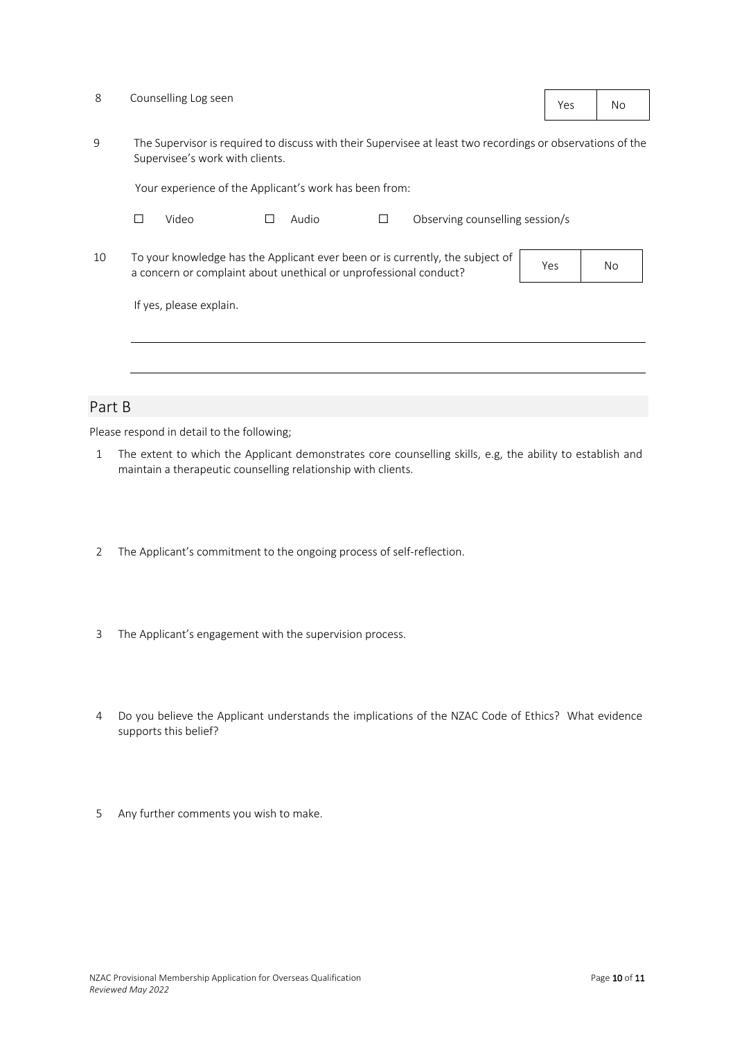8 Counselling Log seen

| Yes | No |
|---|---|

9 The Supervisor is required to discuss with their Supervisee at least two recordings or observations of the Supervisee's work with clients.

Your experience of the Applicant's work has been from:

☐ Video ☐ Audio ☐ Observing counselling session/s

10 To your knowledge has the Applicant ever been or is currently, the subject of a concern or complaint about unethical or unprofessional conduct?

| Yes | No |
|---|---|

If yes, please explain.

______________________________________________________________________

______________________________________________________________________

## Part B

Please respond in detail to the following;

1. The extent to which the Applicant demonstrates core counselling skills, e.g, the ability to establish and maintain a therapeutic counselling relationship with clients.

2. The Applicant's commitment to the ongoing process of self-reflection.

3. The Applicant's engagement with the supervision process.

4. Do you believe the Applicant understands the implications of the NZAC Code of Ethics? What evidence supports this belief?

5. Any further comments you wish to make.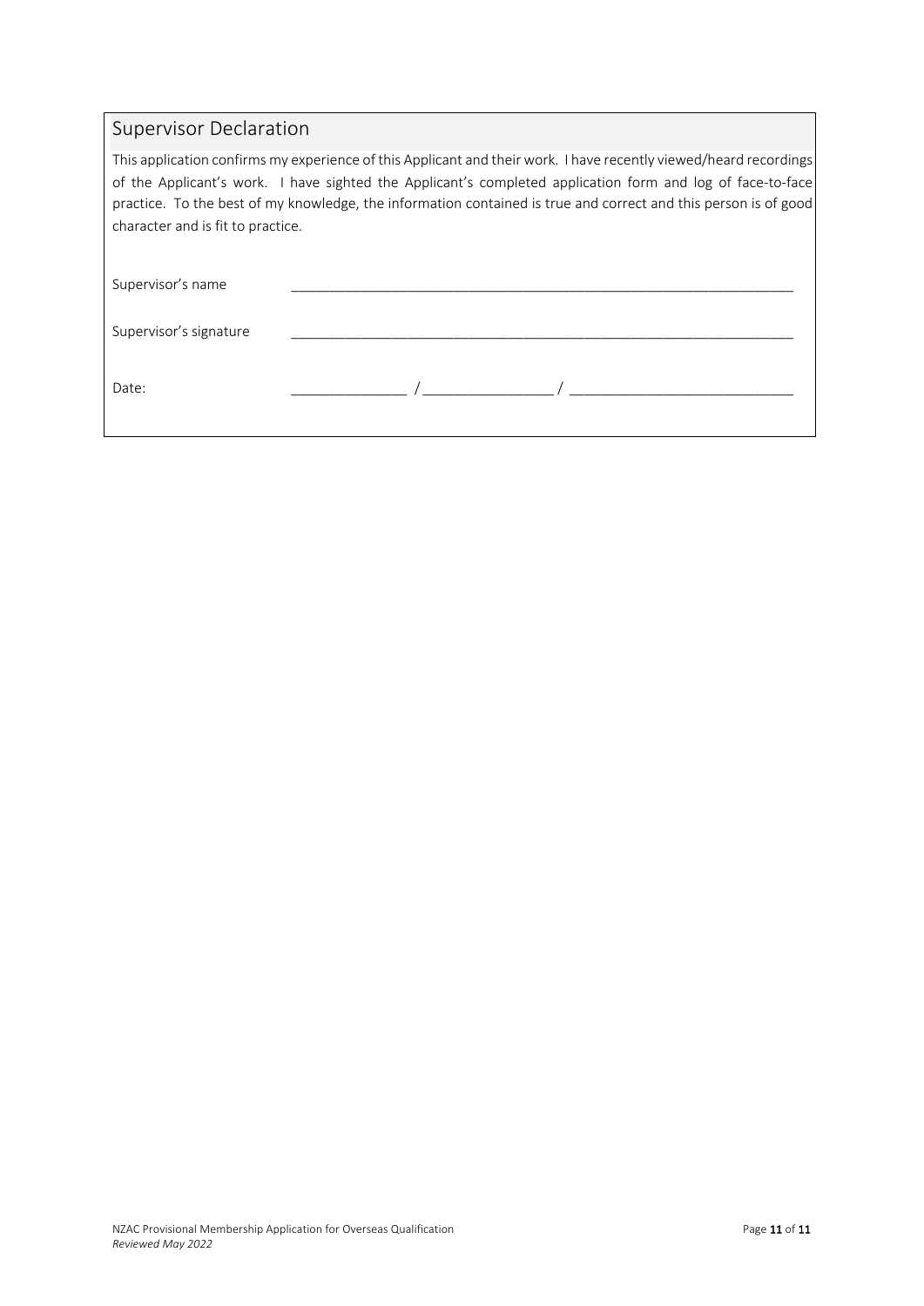## Supervisor Declaration

This application confirms my experience of this Applicant and their work. I have recently viewed/heard recordings of the Applicant's work. I have sighted the Applicant's completed application form and log of face-to-face practice. To the best of my knowledge, the information contained is true and correct and this person is of good character and is fit to practice.

Supervisor's name ____________________________________________

Supervisor's signature ____________________________________________

Date: ______________ / ______________ / ______________________